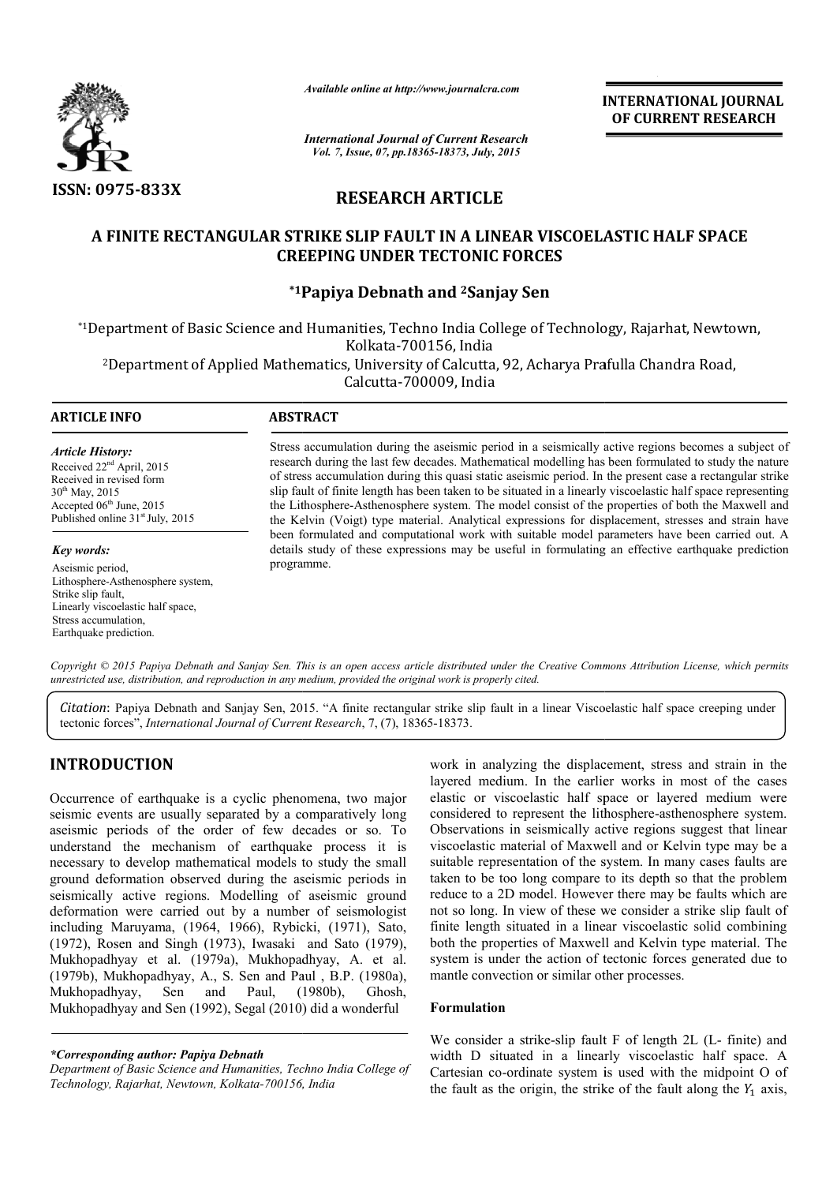*Available online at http://www.journalcra.com*

*International Journal of Current Research*
*Vol. 7, Issue, 07, pp.18365-18373, July, 2015*

**ISSN: 0975-833X**

**INTERNATIONAL JOURNAL OF CURRENT RESEARCH**

## RESEARCH ARTICLE

# A FINITE RECTANGULAR STRIKE SLIP FAULT IN A LINEAR VISCOELASTIC HALF SPACE CREEPING UNDER TECTONIC FORCES

**\*1Papiya Debnath and 2Sanjay Sen**

*1Department of Basic Science and Humanities, Techno India College of Technology, Rajarhat, Newtown, Kolkata-700156, India

2Department of Applied Mathematics, University of Calcutta, 92, Acharya Prafulla Chandra Road, Calcutta-700009, India

**ARTICLE INFO**

*Article History:*
Received 22nd April, 2015
Received in revised form 30th May, 2015
Accepted 06th June, 2015
Published online 31st July, 2015

*Key words:*
Aseismic period,
Lithosphere-Asthenosphere system,
Strike slip fault,
Linearly viscoelastic half space,
Stress accumulation,
Earthquake prediction.

**ABSTRACT**

Stress accumulation during the aseismic period in a seismically active regions becomes a subject of research during the last few decades. Mathematical modelling has been formulated to study the nature of stress accumulation during this quasi static aseismic period. In the present case a rectangular strike slip fault of finite length has been taken to be situated in a linearly viscoelastic half space representing the Lithosphere-Asthenosphere system. The model consist of the properties of both the Maxwell and the Kelvin (Voigt) type material. Analytical expressions for displacement, stresses and strain have been formulated and computational work with suitable model parameters have been carried out. A details study of these expressions may be useful in formulating an effective earthquake prediction programme.

*Copyright © 2015 Papiya Debnath and Sanjay Sen. This is an open access article distributed under the Creative Commons Attribution License, which permits unrestricted use, distribution, and reproduction in any medium, provided the original work is properly cited.*

*Citation*: Papiya Debnath and Sanjay Sen, 2015. "A finite rectangular strike slip fault in a linear Viscoelastic half space creeping under tectonic forces", *International Journal of Current Research*, 7, (7), 18365-18373.

## INTRODUCTION

Occurrence of earthquake is a cyclic phenomena, two major seismic events are usually separated by a comparatively long aseismic periods of the order of few decades or so. To understand the mechanism of earthquake process it is necessary to develop mathematical models to study the small ground deformation observed during the aseismic periods in seismically active regions. Modelling of aseismic ground deformation were carried out by a number of seismologist including Maruyama, (1964, 1966), Rybicki, (1971), Sato, (1972), Rosen and Singh (1973), Iwasaki and Sato (1979), Mukhopadhyay et al. (1979a), Mukhopadhyay, A. et al. (1979b), Mukhopadhyay, A., S. Sen and Paul , B.P. (1980a), Mukhopadhyay, Sen and Paul, (1980b), Ghosh, Mukhopadhyay and Sen (1992), Segal (2010) did a wonderful work in analyzing the displacement, stress and strain in the layered medium. In the earlier works in most of the cases elastic or viscoelastic half space or layered medium were considered to represent the lithosphere-asthenosphere system. Observations in seismically active regions suggest that linear viscoelastic material of Maxwell and or Kelvin type may be a suitable representation of the system. In many cases faults are taken to be too long compare to its depth so that the problem reduce to a 2D model. However there may be faults which are not so long. In view of these we consider a strike slip fault of finite length situated in a linear viscoelastic solid combining both the properties of Maxwell and Kelvin type material. The system is under the action of tectonic forces generated due to mantle convection or similar other processes.

### Formulation

We consider a strike-slip fault F of length 2L (L- finite) and width D situated in a linearly viscoelastic half space. A Cartesian co-ordinate system is used with the midpoint O of the fault as the origin, the strike of the fault along the $Y_1$ axis,

**\*Corresponding author: Papiya Debnath**
*Department of Basic Science and Humanities, Techno India College of Technology, Rajarhat, Newtown, Kolkata-700156, India*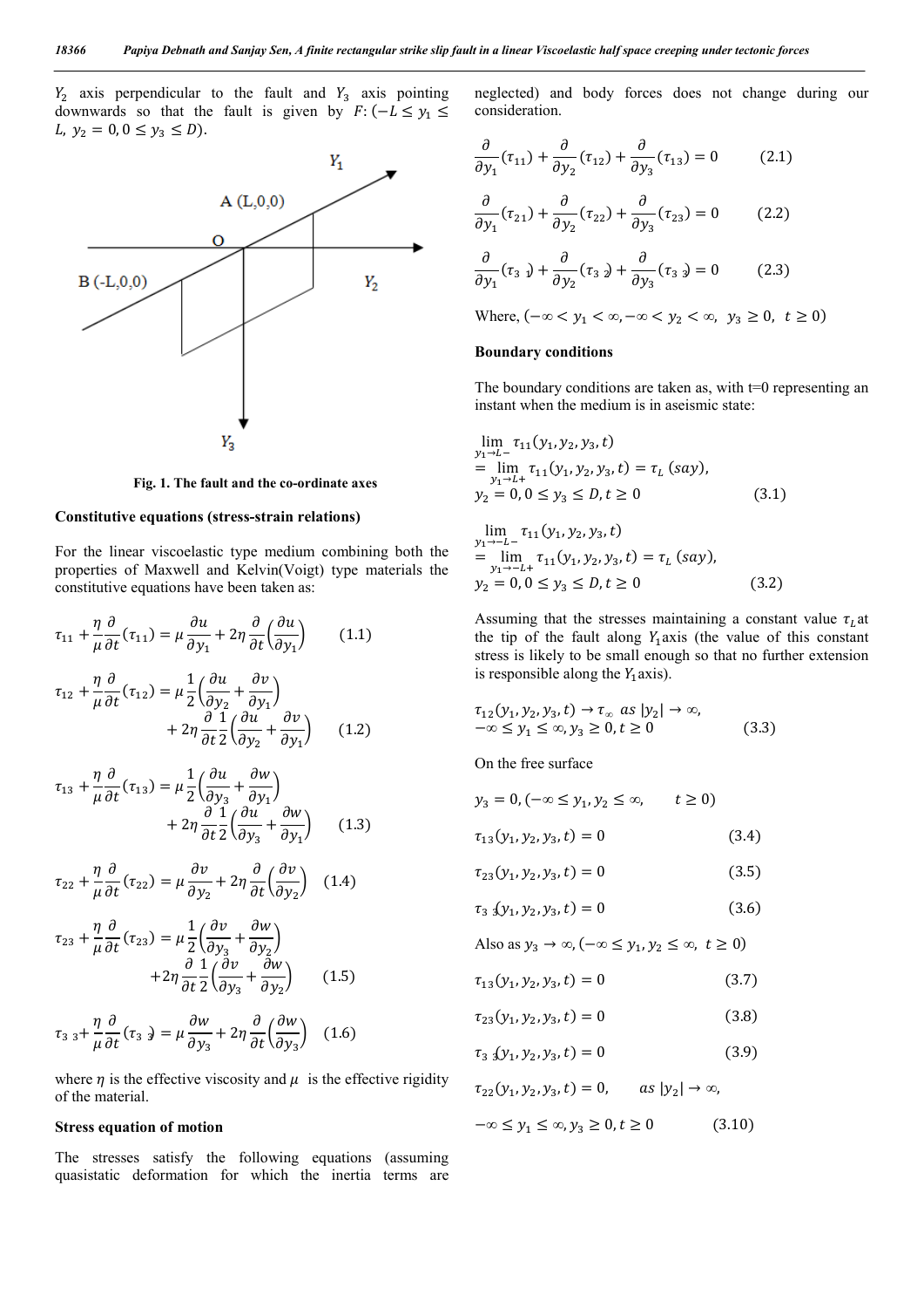$Y_2$ axis perpendicular to the fault and $Y_3$ axis pointing downwards so that the fault is given by $F: (-L \le y_1 \le L,\ y_2 = 0, 0 \le y_3 \le D)$.

Fig. 1. The fault and the co-ordinate axes

**Constitutive equations (stress-strain relations)**

For the linear viscoelastic type medium combining both the properties of Maxwell and Kelvin(Voigt) type materials the constitutive equations have been taken as:

$$\tau_{11} + \frac{\eta}{\mu}\frac{\partial}{\partial t}(\tau_{11}) = \mu\frac{\partial u}{\partial y_1} + 2\eta\frac{\partial}{\partial t}\left(\frac{\partial u}{\partial y_1}\right) \qquad (1.1)$$

$$\tau_{12} + \frac{\eta}{\mu}\frac{\partial}{\partial t}(\tau_{12}) = \mu\frac{1}{2}\left(\frac{\partial u}{\partial y_2} + \frac{\partial v}{\partial y_1}\right) + 2\eta\frac{\partial}{\partial t}\frac{1}{2}\left(\frac{\partial u}{\partial y_2} + \frac{\partial v}{\partial y_1}\right) \qquad (1.2)$$

$$\tau_{13} + \frac{\eta}{\mu}\frac{\partial}{\partial t}(\tau_{13}) = \mu\frac{1}{2}\left(\frac{\partial u}{\partial y_3} + \frac{\partial w}{\partial y_1}\right) + 2\eta\frac{\partial}{\partial t}\frac{1}{2}\left(\frac{\partial u}{\partial y_3} + \frac{\partial w}{\partial y_1}\right) \qquad (1.3)$$

$$\tau_{22} + \frac{\eta}{\mu}\frac{\partial}{\partial t}(\tau_{22}) = \mu\frac{\partial v}{\partial y_2} + 2\eta\frac{\partial}{\partial t}\left(\frac{\partial v}{\partial y_2}\right) \qquad (1.4)$$

$$\tau_{23} + \frac{\eta}{\mu}\frac{\partial}{\partial t}(\tau_{23}) = \mu\frac{1}{2}\left(\frac{\partial v}{\partial y_3} + \frac{\partial w}{\partial y_2}\right) + 2\eta\frac{\partial}{\partial t}\frac{1}{2}\left(\frac{\partial v}{\partial y_3} + \frac{\partial w}{\partial y_2}\right) \qquad (1.5)$$

$$\tau_{33} + \frac{\eta}{\mu}\frac{\partial}{\partial t}(\tau_{33}) = \mu\frac{\partial w}{\partial y_3} + 2\eta\frac{\partial}{\partial t}\left(\frac{\partial w}{\partial y_3}\right) \qquad (1.6)$$

where $\eta$ is the effective viscosity and $\mu$ is the effective rigidity of the material.

**Stress equation of motion**

The stresses satisfy the following equations (assuming quasistatic deformation for which the inertia terms are neglected) and body forces does not change during our consideration.

$$\frac{\partial}{\partial y_1}(\tau_{11}) + \frac{\partial}{\partial y_2}(\tau_{12}) + \frac{\partial}{\partial y_3}(\tau_{13}) = 0 \qquad (2.1)$$

$$\frac{\partial}{\partial y_1}(\tau_{21}) + \frac{\partial}{\partial y_2}(\tau_{22}) + \frac{\partial}{\partial y_3}(\tau_{23}) = 0 \qquad (2.2)$$

$$\frac{\partial}{\partial y_1}(\tau_{31}) + \frac{\partial}{\partial y_2}(\tau_{32}) + \frac{\partial}{\partial y_3}(\tau_{33}) = 0 \qquad (2.3)$$

Where, $(-\infty < y_1 < \infty, -\infty < y_2 < \infty,\ y_3 \ge 0,\ t \ge 0)$

**Boundary conditions**

The boundary conditions are taken as, with t=0 representing an instant when the medium is in aseismic state:

$$\lim_{y_1 \to L-} \tau_{11}(y_1, y_2, y_3, t) = \lim_{y_1 \to L+} \tau_{11}(y_1, y_2, y_3, t) = \tau_L\ (say),$$
$$y_2 = 0, 0 \le y_3 \le D, t \ge 0 \qquad (3.1)$$

$$\lim_{y_1 \to -L-} \tau_{11}(y_1, y_2, y_3, t) = \lim_{y_1 \to -L+} \tau_{11}(y_1, y_2, y_3, t) = \tau_L\ (say),$$
$$y_2 = 0, 0 \le y_3 \le D, t \ge 0 \qquad (3.2)$$

Assuming that the stresses maintaining a constant value $\tau_L$ at the tip of the fault along $Y_1$ axis (the value of this constant stress is likely to be small enough so that no further extension is responsible along the $Y_1$ axis).

$$\tau_{12}(y_1, y_2, y_3, t) \to \tau_\infty \ as\ |y_2| \to \infty,$$
$$-\infty \le y_1 \le \infty, y_3 \ge 0, t \ge 0 \qquad (3.3)$$

On the free surface

$$y_3 = 0, (-\infty \le y_1, y_2 \le \infty, \qquad t \ge 0)$$

$$\tau_{13}(y_1, y_2, y_3, t) = 0 \qquad (3.4)$$

$$\tau_{23}(y_1, y_2, y_3, t) = 0 \qquad (3.5)$$

$$\tau_{33}(y_1, y_2, y_3, t) = 0 \qquad (3.6)$$

Also as $y_3 \to \infty, (-\infty \le y_1, y_2 \le \infty,\ t \ge 0)$

$$\tau_{13}(y_1, y_2, y_3, t) = 0 \qquad (3.7)$$

$$\tau_{23}(y_1, y_2, y_3, t) = 0 \qquad (3.8)$$

$$\tau_{33}(y_1, y_2, y_3, t) = 0 \qquad (3.9)$$

$$\tau_{22}(y_1, y_2, y_3, t) = 0, \qquad as\ |y_2| \to \infty,$$
$$-\infty \le y_1 \le \infty, y_3 \ge 0, t \ge 0 \qquad (3.10)$$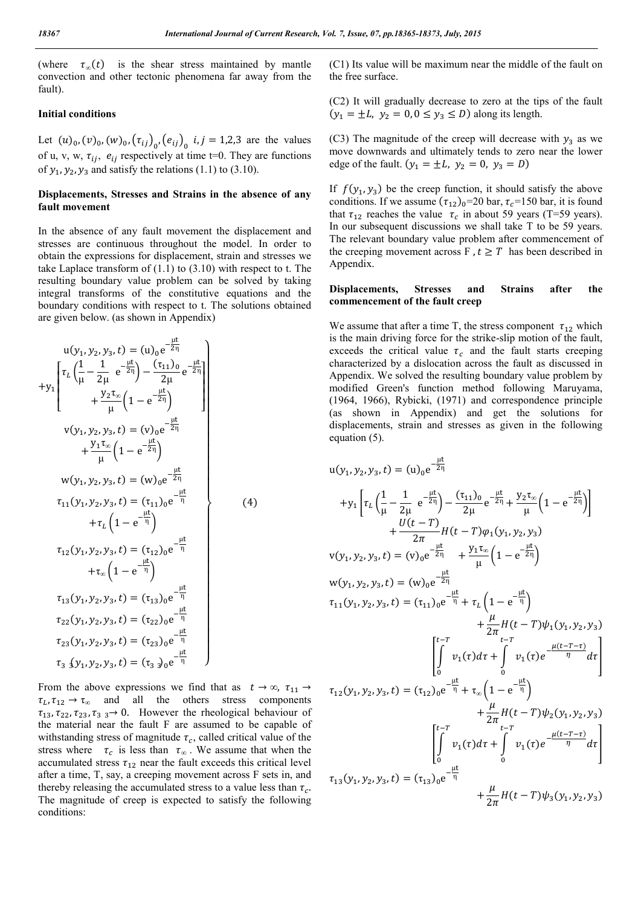(where $\tau_\infty(t)$ is the shear stress maintained by mantle convection and other tectonic phenomena far away from the fault).

### Initial conditions

Let $(u)_0, (v)_0, (w)_0, (\tau_{ij})_0, (e_{ij})_0$ $i, j = 1,2,3$ are the values of u, v, w, $\tau_{ij}$, $e_{ij}$ respectively at time t=0. They are functions of $y_1, y_2, y_3$ and satisfy the relations (1.1) to (3.10).

### Displacements, Stresses and Strains in the absence of any fault movement

In the absence of any fault movement the displacement and stresses are continuous throughout the model. In order to obtain the expressions for displacement, strain and stresses we take Laplace transform of (1.1) to (3.10) with respect to t. The resulting boundary value problem can be solved by taking integral transforms of the constitutive equations and the boundary conditions with respect to t. The solutions obtained are given below. (as shown in Appendix)

$$
\left.
\begin{aligned}
u(y_1,y_2,y_3,t) &= (u)_0 e^{-\frac{\mu t}{2\eta}} \\
&+ y_1\left[\tau_L\left(\frac{1}{\mu} - \frac{1}{2\mu}\, e^{-\frac{\mu t}{2\eta}}\right) - \frac{(\tau_{11})_0}{2\mu} e^{-\frac{\mu t}{2\eta}} + \frac{y_2\tau_\infty}{\mu}\left(1 - e^{-\frac{\mu t}{2\eta}}\right)\right] \\
v(y_1,y_2,y_3,t) &= (v)_0 e^{-\frac{\mu t}{2\eta}} + \frac{y_1\tau_\infty}{\mu}\left(1 - e^{-\frac{\mu t}{2\eta}}\right) \\
w(y_1,y_2,y_3,t) &= (w)_0 e^{-\frac{\mu t}{2\eta}} \\
\tau_{11}(y_1,y_2,y_3,t) &= (\tau_{11})_0 e^{-\frac{\mu t}{\eta}} + \tau_L\left(1 - e^{-\frac{\mu t}{\eta}}\right) \\
\tau_{12}(y_1,y_2,y_3,t) &= (\tau_{12})_0 e^{-\frac{\mu t}{\eta}} + \tau_\infty\left(1 - e^{-\frac{\mu t}{\eta}}\right) \\
\tau_{13}(y_1,y_2,y_3,t) &= (\tau_{13})_0 e^{-\frac{\mu t}{\eta}} \\
\tau_{22}(y_1,y_2,y_3,t) &= (\tau_{22})_0 e^{-\frac{\mu t}{\eta}} \\
\tau_{23}(y_1,y_2,y_3,t) &= (\tau_{23})_0 e^{-\frac{\mu t}{\eta}} \\
\tau_{33}(y_1,y_2,y_3,t) &= (\tau_{33})_0 e^{-\frac{\mu t}{\eta}}
\end{aligned}
\right\} \quad (4)
$$

From the above expressions we find that as $t \to \infty$, $\tau_{11} \to \tau_L, \tau_{12} \to \tau_\infty$ and all the others stress components $\tau_{13}, \tau_{22}, \tau_{23}, \tau_{33} \to 0$. However the rheological behaviour of the material near the fault F are assumed to be capable of withstanding stress of magnitude $\tau_c$, called critical value of the stress where $\tau_c$ is less than $\tau_\infty$. We assume that when the accumulated stress $\tau_{12}$ near the fault exceeds this critical level after a time, T, say, a creeping movement across F sets in, and thereby releasing the accumulated stress to a value less than $\tau_c$. The magnitude of creep is expected to satisfy the following conditions:

(C1) Its value will be maximum near the middle of the fault on the free surface.

(C2) It will gradually decrease to zero at the tips of the fault $(y_1 = \pm L,\ y_2 = 0, 0 \le y_3 \le D)$ along its length.

(C3) The magnitude of the creep will decrease with $y_3$ as we move downwards and ultimately tends to zero near the lower edge of the fault. $(y_1 = \pm L,\ y_2 = 0,\ y_3 = D)$

If $f(y_1, y_3)$ be the creep function, it should satisfy the above conditions. If we assume $(\tau_{12})_0$=20 bar, $\tau_c$=150 bar, it is found that $\tau_{12}$ reaches the value $\tau_c$ in about 59 years (T=59 years). In our subsequent discussions we shall take T to be 59 years. The relevant boundary value problem after commencement of the creeping movement across F , $t \ge T$ has been described in Appendix.

### Displacements, Stresses and Strains after the commencement of the fault creep

We assume that after a time T, the stress component $\tau_{12}$ which is the main driving force for the strike-slip motion of the fault, exceeds the critical value $\tau_c$ and the fault starts creeping characterized by a dislocation across the fault as discussed in Appendix. We solved the resulting boundary value problem by modified Green's function method following Maruyama, (1964, 1966), Rybicki, (1971) and correspondence principle (as shown in Appendix) and get the solutions for displacements, strain and stresses as given in the following equation (5).

$$
\begin{aligned}
u(y_1,y_2,y_3,t) &= (u)_0 e^{-\frac{\mu t}{2\eta}} \\
&+ y_1\left[\tau_L\left(\frac{1}{\mu} - \frac{1}{2\mu}\, e^{-\frac{\mu t}{2\eta}}\right) - \frac{(\tau_{11})_0}{2\mu} e^{-\frac{\mu t}{2\eta}} + \frac{y_2\tau_\infty}{\mu}\left(1 - e^{-\frac{\mu t}{2\eta}}\right)\right] \\
&+ \frac{U(t-T)}{2\pi} H(t-T)\varphi_1(y_1,y_2,y_3) \\
v(y_1,y_2,y_3,t) &= (v)_0 e^{-\frac{\mu t}{2\eta}} + \frac{y_1\tau_\infty}{\mu}\left(1 - e^{-\frac{\mu t}{2\eta}}\right) \\
w(y_1,y_2,y_3,t) &= (w)_0 e^{-\frac{\mu t}{2\eta}} \\
\tau_{11}(y_1,y_2,y_3,t) &= (\tau_{11})_0 e^{-\frac{\mu t}{\eta}} + \tau_L\left(1 - e^{-\frac{\mu t}{\eta}}\right) \\
&+ \frac{\mu}{2\pi} H(t-T)\psi_1(y_1,y_2,y_3) \left[\int_0^{t-T} v_1(\tau)d\tau + \int_0^{t-T} v_1(\tau) e^{-\frac{\mu(t-T-\tau)}{\eta}} d\tau\right] \\
\tau_{12}(y_1,y_2,y_3,t) &= (\tau_{12})_0 e^{-\frac{\mu t}{\eta}} + \tau_\infty\left(1 - e^{-\frac{\mu t}{\eta}}\right) \\
&+ \frac{\mu}{2\pi} H(t-T)\psi_2(y_1,y_2,y_3) \left[\int_0^{t-T} v_1(\tau)d\tau + \int_0^{t-T} v_1(\tau) e^{-\frac{\mu(t-T-\tau)}{\eta}} d\tau\right] \\
\tau_{13}(y_1,y_2,y_3,t) &= (\tau_{13})_0 e^{-\frac{\mu t}{\eta}} \\
&+ \frac{\mu}{2\pi} H(t-T)\psi_3(y_1,y_2,y_3)
\end{aligned}
$$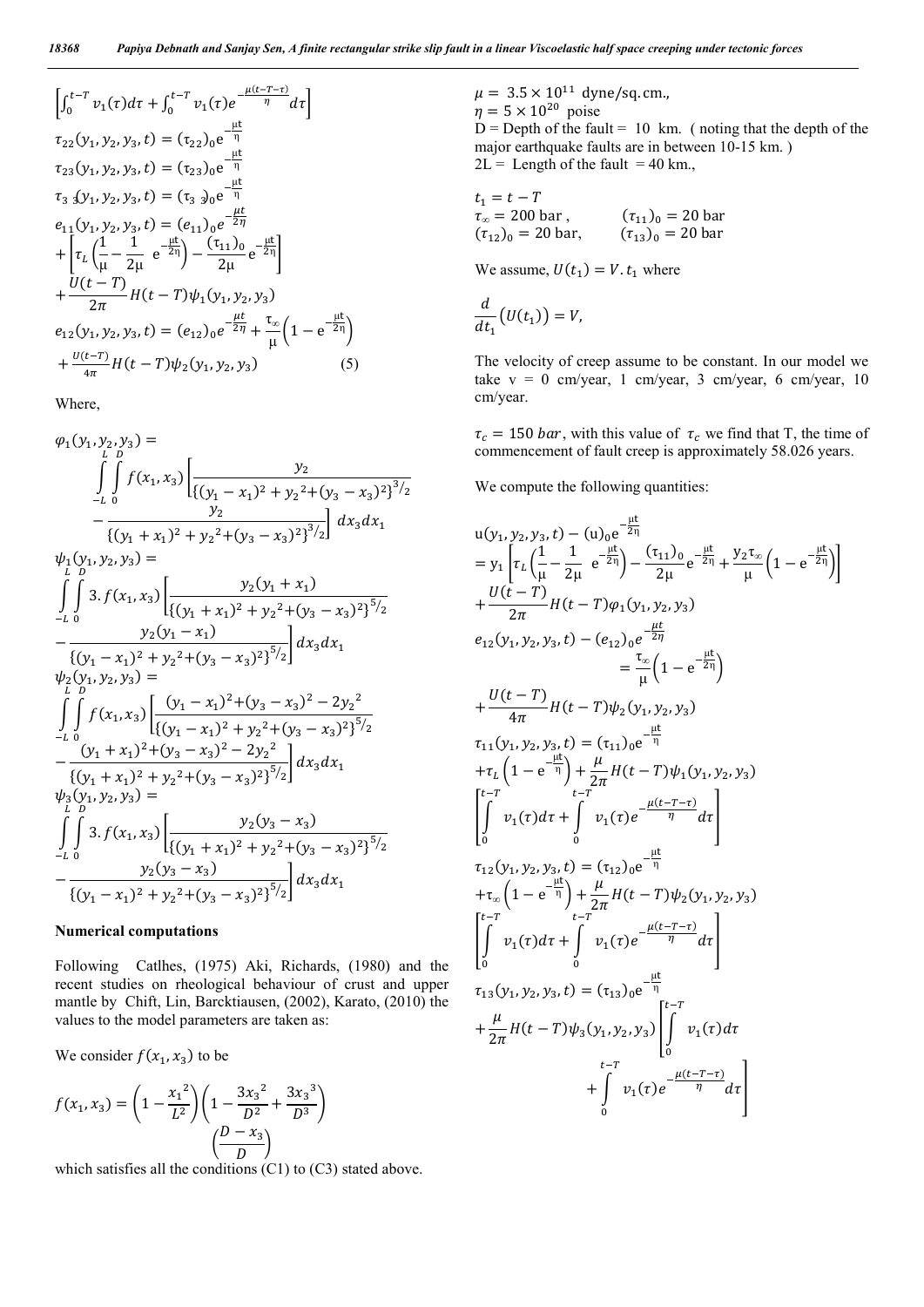$$\left[\int_0^{t-T} v_1(\tau)d\tau + \int_0^{t-T} v_1(\tau)e^{-\frac{\mu(t-T-\tau)}{\eta}}d\tau\right]$$

$$\tau_{22}(y_1,y_2,y_3,t) = (\tau_{22})_0 e^{-\frac{\mu t}{\eta}}$$

$$\tau_{23}(y_1,y_2,y_3,t) = (\tau_{23})_0 e^{-\frac{\mu t}{\eta}}$$

$$\tau_{33}(y_1,y_2,y_3,t) = (\tau_{33})_0 e^{-\frac{\mu t}{\eta}}$$

$$e_{11}(y_1,y_2,y_3,t) = (e_{11})_0 e^{-\frac{\mu t}{2\eta}} + \left[\tau_L\left(\frac{1}{\mu} - \frac{1}{2\mu}\ e^{-\frac{\mu t}{2\eta}}\right) - \frac{(\tau_{11})_0}{2\mu}e^{-\frac{\mu t}{2\eta}}\right] + \frac{U(t-T)}{2\pi}H(t-T)\psi_1(y_1,y_2,y_3)$$

$$e_{12}(y_1,y_2,y_3,t) = (e_{12})_0 e^{-\frac{\mu t}{2\eta}} + \frac{\tau_\infty}{\mu}\left(1 - e^{-\frac{\mu t}{2\eta}}\right) + \frac{U(t-T)}{4\pi}H(t-T)\psi_2(y_1,y_2,y_3) \qquad (5)$$

Where,

$$\varphi_1(y_1,y_2,y_3) = \int_{-L}^{L}\int_0^{D} f(x_1,x_3)\left[\frac{y_2}{\{(y_1-x_1)^2+y_2{}^2+(y_3-x_3)^2\}^{3/2}} - \frac{y_2}{\{(y_1+x_1)^2+y_2{}^2+(y_3-x_3)^2\}^{3/2}}\right]dx_3dx_1$$

$$\psi_1(y_1,y_2,y_3) = \int_{-L}^{L}\int_0^{D} 3.f(x_1,x_3)\left[\frac{y_2(y_1+x_1)}{\{(y_1+x_1)^2+y_2{}^2+(y_3-x_3)^2\}^{5/2}} - \frac{y_2(y_1-x_1)}{\{(y_1-x_1)^2+y_2{}^2+(y_3-x_3)^2\}^{5/2}}\right]dx_3dx_1$$

$$\psi_2(y_1,y_2,y_3) = \int_{-L}^{L}\int_0^{D} f(x_1,x_3)\left[\frac{(y_1-x_1)^2+(y_3-x_3)^2-2y_2{}^2}{\{(y_1-x_1)^2+y_2{}^2+(y_3-x_3)^2\}^{5/2}} - \frac{(y_1+x_1)^2+(y_3-x_3)^2-2y_2{}^2}{\{(y_1+x_1)^2+y_2{}^2+(y_3-x_3)^2\}^{5/2}}\right]dx_3dx_1$$

$$\psi_3(y_1,y_2,y_3) = \int_{-L}^{L}\int_0^{D} 3.f(x_1,x_3)\left[\frac{y_2(y_3-x_3)}{\{(y_1+x_1)^2+y_2{}^2+(y_3-x_3)^2\}^{5/2}} - \frac{y_2(y_3-x_3)}{\{(y_1-x_1)^2+y_2{}^2+(y_3-x_3)^2\}^{5/2}}\right]dx_3dx_1$$

**Numerical computations**

Following Catlhes, (1975) Aki, Richards, (1980) and the recent studies on rheological behaviour of crust and upper mantle by Chift, Lin, Barcktiausen, (2002), Karato, (2010) the values to the model parameters are taken as:

We consider $f(x_1,x_3)$ to be

$$f(x_1,x_3) = \left(1 - \frac{x_1{}^2}{L^2}\right)\left(1 - \frac{3x_3{}^2}{D^2} + \frac{3x_3{}^3}{D^3}\right)\left(\frac{D-x_3}{D}\right)$$

which satisfies all the conditions (C1) to (C3) stated above.

$\mu = 3.5 \times 10^{11}$ dyne/sq.cm.,
$\eta = 5 \times 10^{20}$ poise
D = Depth of the fault = 10 km. ( noting that the depth of the major earthquake faults are in between 10-15 km. )
2L = Length of the fault = 40 km.,

$t_1 = t - T$
$\tau_\infty = 200$ bar , $\qquad (\tau_{11})_0 = 20$ bar
$(\tau_{12})_0 = 20$ bar, $\qquad (\tau_{13})_0 = 20$ bar

We assume, $U(t_1) = V.t_1$ where

$$\frac{d}{dt_1}\left(U(t_1)\right) = V,$$

The velocity of creep assume to be constant. In our model we take v = 0 cm/year, 1 cm/year, 3 cm/year, 6 cm/year, 10 cm/year.

$\tau_c = 150\ bar$, with this value of $\tau_c$ we find that T, the time of commencement of fault creep is approximately 58.026 years.

We compute the following quantities:

$$u(y_1,y_2,y_3,t) - (u)_0 e^{-\frac{\mu t}{2\eta}} = y_1\left[\tau_L\left(\frac{1}{\mu} - \frac{1}{2\mu}\ e^{-\frac{\mu t}{2\eta}}\right) - \frac{(\tau_{11})_0}{2\mu}e^{-\frac{\mu t}{2\eta}} + \frac{y_2\tau_\infty}{\mu}\left(1 - e^{-\frac{\mu t}{2\eta}}\right)\right] + \frac{U(t-T)}{2\pi}H(t-T)\varphi_1(y_1,y_2,y_3)$$

$$e_{12}(y_1,y_2,y_3,t) - (e_{12})_0 e^{-\frac{\mu t}{2\eta}} = \frac{\tau_\infty}{\mu}\left(1 - e^{-\frac{\mu t}{2\eta}}\right) + \frac{U(t-T)}{4\pi}H(t-T)\psi_2(y_1,y_2,y_3)$$

$$\tau_{11}(y_1,y_2,y_3,t) = (\tau_{11})_0 e^{-\frac{\mu t}{\eta}} + \tau_L\left(1 - e^{-\frac{\mu t}{\eta}}\right) + \frac{\mu}{2\pi}H(t-T)\psi_1(y_1,y_2,y_3)\left[\int_0^{t-T} v_1(\tau)d\tau + \int_0^{t-T} v_1(\tau)e^{-\frac{\mu(t-T-\tau)}{\eta}}d\tau\right]$$

$$\tau_{12}(y_1,y_2,y_3,t) = (\tau_{12})_0 e^{-\frac{\mu t}{\eta}} + \tau_\infty\left(1 - e^{-\frac{\mu t}{\eta}}\right) + \frac{\mu}{2\pi}H(t-T)\psi_2(y_1,y_2,y_3)\left[\int_0^{t-T} v_1(\tau)d\tau + \int_0^{t-T} v_1(\tau)e^{-\frac{\mu(t-T-\tau)}{\eta}}d\tau\right]$$

$$\tau_{13}(y_1,y_2,y_3,t) = (\tau_{13})_0 e^{-\frac{\mu t}{\eta}} + \frac{\mu}{2\pi}H(t-T)\psi_3(y_1,y_2,y_3)\left[\int_0^{t-T} v_1(\tau)d\tau + \int_0^{t-T} v_1(\tau)e^{-\frac{\mu(t-T-\tau)}{\eta}}d\tau\right]$$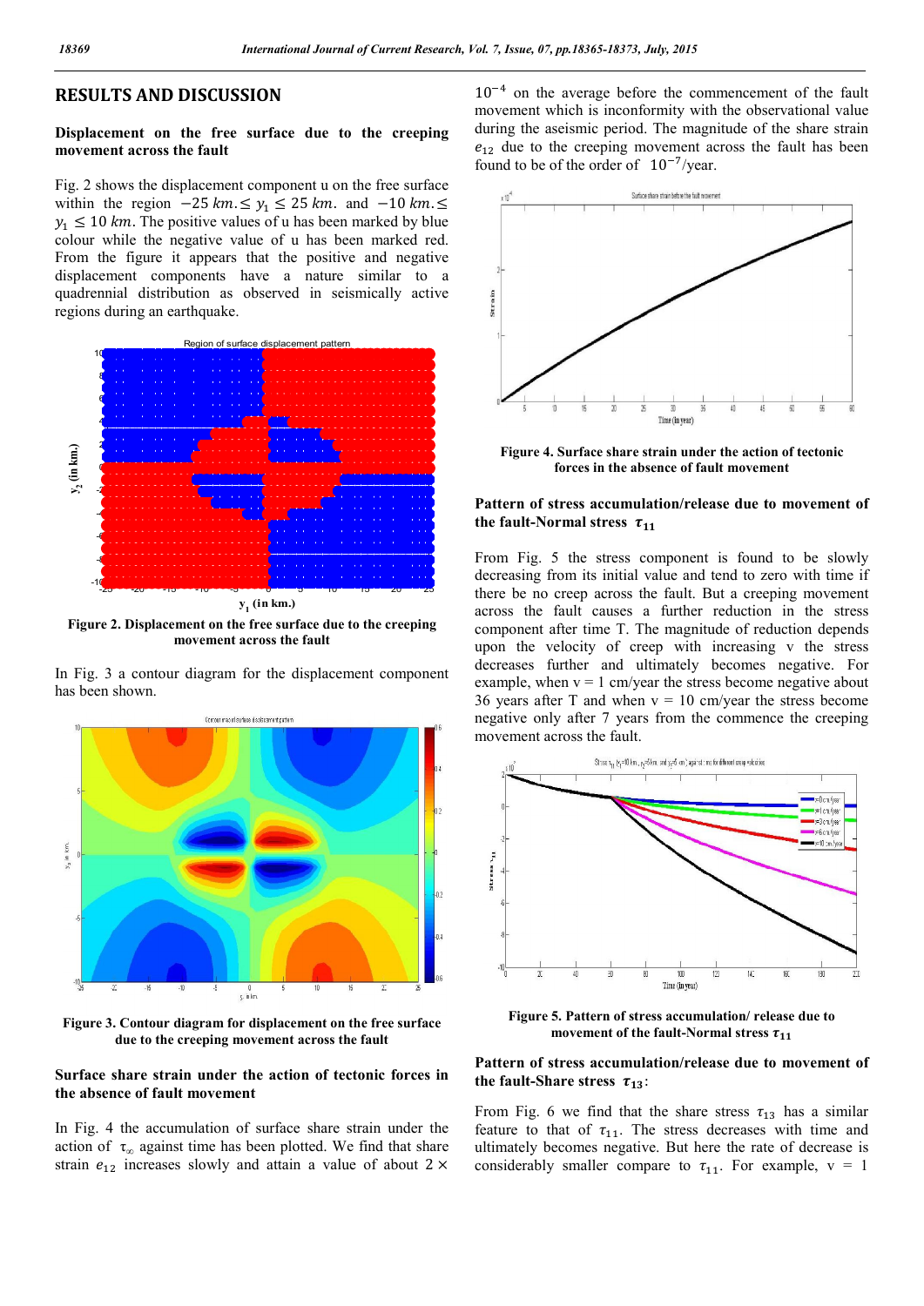## RESULTS AND DISCUSSION

### Displacement on the free surface due to the creeping movement across the fault

Fig. 2 shows the displacement component u on the free surface within the region $-25\ km. \leq y_1 \leq 25\ km.$ and $-10\ km. \leq y_1 \leq 10\ km.$ The positive values of u has been marked by blue colour while the negative value of u has been marked red. From the figure it appears that the positive and negative displacement components have a nature similar to a quadrennial distribution as observed in seismically active regions during an earthquake.

Figure 2. Displacement on the free surface due to the creeping movement across the fault

In Fig. 3 a contour diagram for the displacement component has been shown.

Figure 3. Contour diagram for displacement on the free surface due to the creeping movement across the fault

### Surface share strain under the action of tectonic forces in the absence of fault movement

In Fig. 4 the accumulation of surface share strain under the action of $\tau_\infty$ against time has been plotted. We find that share strain $e_{12}$ increases slowly and attain a value of about $2 \times 10^{-4}$ on the average before the commencement of the fault movement which is inconformity with the observational value during the aseismic period. The magnitude of the share strain $e_{12}$ due to the creeping movement across the fault has been found to be of the order of $10^{-7}$/year.

Figure 4. Surface share strain under the action of tectonic forces in the absence of fault movement

### Pattern of stress accumulation/release due to movement of the fault-Normal stress $\tau_{11}$

From Fig. 5 the stress component is found to be slowly decreasing from its initial value and tend to zero with time if there be no creep across the fault. But a creeping movement across the fault causes a further reduction in the stress component after time T. The magnitude of reduction depends upon the velocity of creep with increasing v the stress decreases further and ultimately becomes negative. For example, when v = 1 cm/year the stress become negative about 36 years after T and when v = 10 cm/year the stress become negative only after 7 years from the commence the creeping movement across the fault.

Figure 5. Pattern of stress accumulation/ release due to movement of the fault-Normal stress $\tau_{11}$

### Pattern of stress accumulation/release due to movement of the fault-Share stress $\tau_{13}$:

From Fig. 6 we find that the share stress $\tau_{13}$ has a similar feature to that of $\tau_{11}$. The stress decreases with time and ultimately becomes negative. But here the rate of decrease is considerably smaller compare to $\tau_{11}$. For example, v = 1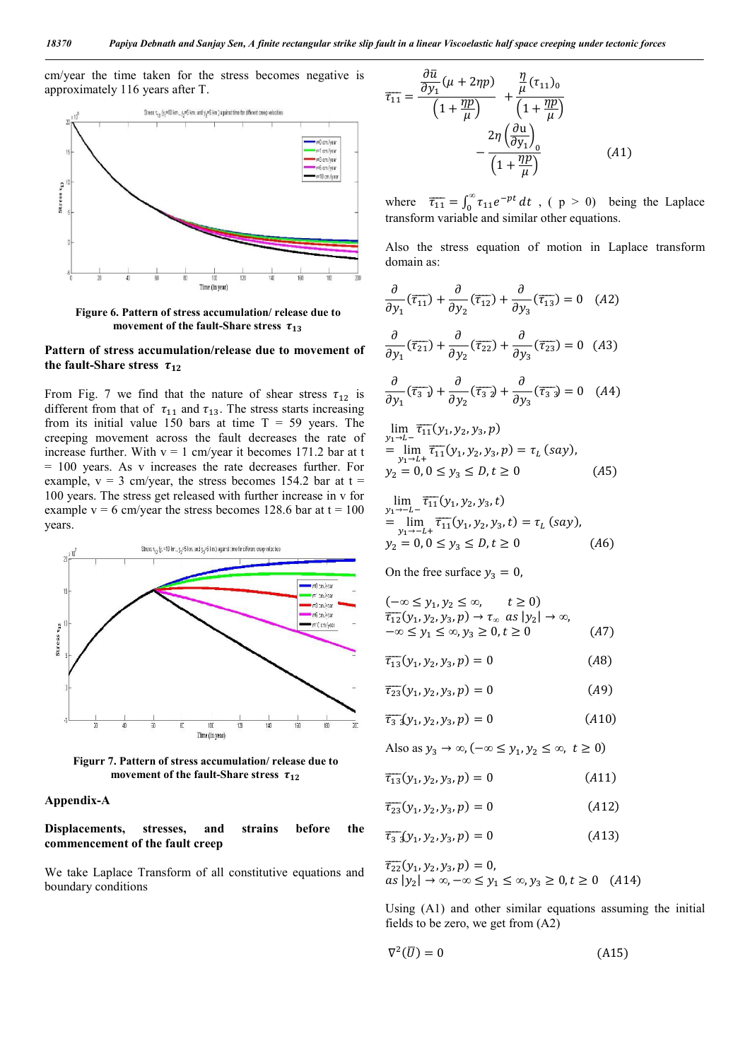cm/year the time taken for the stress becomes negative is approximately 116 years after T.

Figure 6. Pattern of stress accumulation/ release due to movement of the fault-Share stress $\tau_{13}$

**Pattern of stress accumulation/release due to movement of the fault-Share stress $\tau_{12}$**

From Fig. 7 we find that the nature of shear stress $\tau_{12}$ is different from that of $\tau_{11}$ and $\tau_{13}$. The stress starts increasing from its initial value 150 bars at time T = 59 years. The creeping movement across the fault decreases the rate of increase further. With v = 1 cm/year it becomes 171.2 bar at t = 100 years. As v increases the rate decreases further. For example, v = 3 cm/year, the stress becomes 154.2 bar at t = 100 years. The stress get released with further increase in v for example v = 6 cm/year the stress becomes 128.6 bar at t = 100 years.

Figurr 7. Pattern of stress accumulation/ release due to movement of the fault-Share stress $\tau_{12}$

**Appendix-A**

**Displacements, stresses, and strains before the commencement of the fault creep**

We take Laplace Transform of all constitutive equations and boundary conditions

$$\overline{\tau_{11}} = \frac{\frac{\partial \bar{u}}{\partial y_1}(\mu + 2\eta p)}{\left(1 + \frac{\eta p}{\mu}\right)} + \frac{\frac{\eta}{\mu}(\tau_{11})_0}{\left(1 + \frac{\eta p}{\mu}\right)} - \frac{2\eta\left(\frac{\partial u}{\partial y_1}\right)_0}{\left(1 + \frac{\eta p}{\mu}\right)} \qquad (A1)$$

where $\overline{\tau_{11}} = \int_0^\infty \tau_{11} e^{-pt}\, dt$ , ( p > 0) being the Laplace transform variable and similar other equations.

Also the stress equation of motion in Laplace transform domain as:

$$\frac{\partial}{\partial y_1}(\overline{\tau_{11}}) + \frac{\partial}{\partial y_2}(\overline{\tau_{12}}) + \frac{\partial}{\partial y_3}(\overline{\tau_{13}}) = 0 \quad (A2)$$

$$\frac{\partial}{\partial y_1}(\overline{\tau_{21}}) + \frac{\partial}{\partial y_2}(\overline{\tau_{22}}) + \frac{\partial}{\partial y_3}(\overline{\tau_{23}}) = 0 \quad (A3)$$

$$\frac{\partial}{\partial y_1}(\overline{\tau_{31}}) + \frac{\partial}{\partial y_2}(\overline{\tau_{32}}) + \frac{\partial}{\partial y_3}(\overline{\tau_{33}}) = 0 \quad (A4)$$

$$\lim_{y_1 \to L-} \overline{\tau_{11}}(y_1, y_2, y_3, p) = \lim_{y_1 \to L+} \overline{\tau_{11}}(y_1, y_2, y_3, p) = \tau_L\ (say),$$
$$y_2 = 0, 0 \le y_3 \le D, t \ge 0 \qquad (A5)$$

$$\lim_{y_1 \to -L-} \overline{\tau_{11}}(y_1, y_2, y_3, t) = \lim_{y_1 \to -L+} \overline{\tau_{11}}(y_1, y_2, y_3, t) = \tau_L\ (say),$$
$$y_2 = 0, 0 \le y_3 \le D, t \ge 0 \qquad (A6)$$

On the free surface $y_3 = 0$,

$(-\infty \le y_1, y_2 \le \infty, \quad t \ge 0)$

$$\overline{\tau_{12}}(y_1, y_2, y_3, p) \to \tau_\infty \ as\ |y_2| \to \infty,$$
$$-\infty \le y_1 \le \infty, y_3 \ge 0, t \ge 0 \qquad (A7)$$

$$\overline{\tau_{13}}(y_1, y_2, y_3, p) = 0 \qquad (A8)$$

$$\overline{\tau_{23}}(y_1, y_2, y_3, p) = 0 \qquad (A9)$$

$$\overline{\tau_{33}}(y_1, y_2, y_3, p) = 0 \qquad (A10)$$

Also as $y_3 \to \infty, (-\infty \le y_1, y_2 \le \infty,\ t \ge 0)$

$$\overline{\tau_{13}}(y_1, y_2, y_3, p) = 0 \qquad (A11)$$

$$\overline{\tau_{23}}(y_1, y_2, y_3, p) = 0 \qquad (A12)$$

$$\overline{\tau_{33}}(y_1, y_2, y_3, p) = 0 \qquad (A13)$$

$$\overline{\tau_{22}}(y_1, y_2, y_3, p) = 0,$$
$$as\ |y_2| \to \infty, -\infty \le y_1 \le \infty, y_3 \ge 0, t \ge 0 \quad (A14)$$

Using (A1) and other similar equations assuming the initial fields to be zero, we get from (A2)

$$\nabla^2(\bar{U}) = 0 \qquad (A15)$$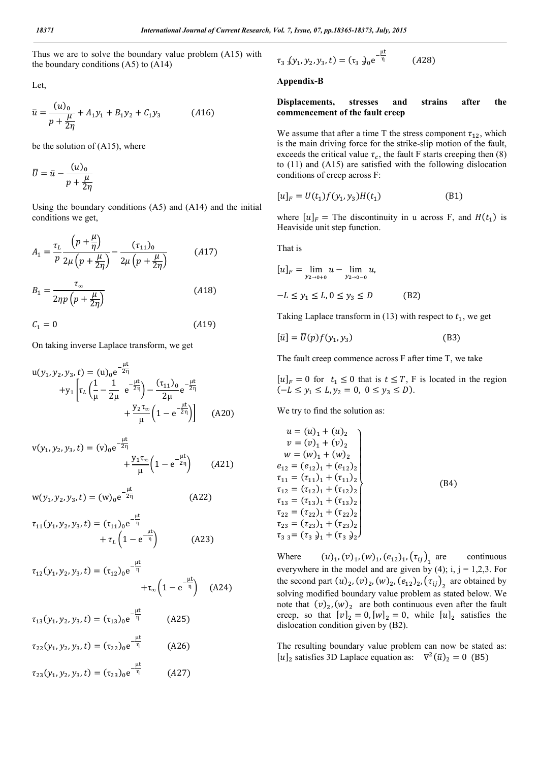Thus we are to solve the boundary value problem (A15) with the boundary conditions (A5) to (A14)

Let,

$$\bar{u} = \frac{(u)_0}{p + \frac{\mu}{2\eta}} + A_1 y_1 + B_1 y_2 + C_1 y_3 \qquad (A16)$$

be the solution of (A15), where

$$\bar{U} = \bar{u} - \frac{(u)_0}{p + \frac{\mu}{2\eta}}$$

Using the boundary conditions (A5) and (A14) and the initial conditions we get,

$$A_1 = \frac{\tau_L}{p} \frac{\left(p + \frac{\mu}{\eta}\right)}{2\mu\left(p + \frac{\mu}{2\eta}\right)} - \frac{(\tau_{11})_0}{2\mu\left(p + \frac{\mu}{2\eta}\right)} \qquad (A17)$$

$$B_1 = \frac{\tau_\infty}{2\eta p\left(p + \frac{\mu}{2\eta}\right)} \qquad (A18)$$

$$C_1 = 0 \qquad (A19)$$

On taking inverse Laplace transform, we get

$$\mathrm{u}(y_1, y_2, y_3, t) = (\mathrm{u})_0 \mathrm{e}^{-\frac{\mu t}{2\eta}} + \mathrm{y}_1\left[\tau_L\left(\frac{1}{\mu} - \frac{1}{2\mu}\mathrm{e}^{-\frac{\mu t}{2\eta}}\right) - \frac{(\tau_{11})_0}{2\mu}\mathrm{e}^{-\frac{\mu t}{2\eta}} + \frac{y_2\tau_\infty}{\mu}\left(1 - \mathrm{e}^{-\frac{\mu t}{2\eta}}\right)\right] \qquad (A20)$$

$$\mathrm{v}(y_1, y_2, y_3, t) = (\mathrm{v})_0 \mathrm{e}^{-\frac{\mu t}{2\eta}} + \frac{y_1\tau_\infty}{\mu}\left(1 - \mathrm{e}^{-\frac{\mu t}{2\eta}}\right) \qquad (A21)$$

$$\mathrm{w}(y_1, y_2, y_3, t) = (\mathrm{w})_0 \mathrm{e}^{-\frac{\mu t}{2\eta}} \qquad (A22)$$

$$\tau_{11}(y_1, y_2, y_3, t) = (\tau_{11})_0 \mathrm{e}^{-\frac{\mu t}{\eta}} + \tau_L\left(1 - \mathrm{e}^{-\frac{\mu t}{\eta}}\right) \qquad (A23)$$

$$\tau_{12}(y_1, y_2, y_3, t) = (\tau_{12})_0 \mathrm{e}^{-\frac{\mu t}{\eta}} + \tau_\infty\left(1 - \mathrm{e}^{-\frac{\mu t}{\eta}}\right) \qquad (A24)$$

$$\tau_{13}(y_1, y_2, y_3, t) = (\tau_{13})_0 \mathrm{e}^{-\frac{\mu t}{\eta}} \qquad (A25)$$

$$\tau_{22}(y_1, y_2, y_3, t) = (\tau_{22})_0 \mathrm{e}^{-\frac{\mu t}{\eta}} \qquad (A26)$$

$$\tau_{23}(y_1, y_2, y_3, t) = (\tau_{23})_0 \mathrm{e}^{-\frac{\mu t}{\eta}} \qquad (A27)$$

$$\tau_{33}(y_1, y_2, y_3, t) = (\tau_{33})_0 \mathrm{e}^{-\frac{\mu t}{\eta}} \qquad (A28)$$

## Appendix-B

### Displacements, stresses and strains after the commencement of the fault creep

We assume that after a time T the stress component $\tau_{12}$, which is the main driving force for the strike-slip motion of the fault, exceeds the critical value $\tau_c$, the fault F starts creeping then (8) to (11) and (A15) are satisfied with the following dislocation conditions of creep across F:

$$[u]_F = U(t_1) f(y_1, y_3) H(t_1) \qquad (B1)$$

where $[u]_F =$ The discontinuity in u across F, and $H(t_1)$ is Heaviside unit step function.

That is

$$[u]_F = \lim_{y_2 \to 0+0} u - \lim_{y_2 \to 0-0} u,$$

$$-L \le y_1 \le L, 0 \le y_3 \le D \qquad (B2)$$

Taking Laplace transform in (13) with respect to $t_1$, we get

$$[\bar{u}] = \bar{U}(p) f(y_1, y_3) \qquad (B3)$$

The fault creep commence across F after time T, we take

$[u]_F = 0$ for $t_1 \le 0$ that is $t \le T$, F is located in the region $(-L \le y_1 \le L, y_2 = 0, 0 \le y_3 \le D)$.

We try to find the solution as:

$$\left.\begin{aligned}
u &= (u)_1 + (u)_2 \\
v &= (v)_1 + (v)_2 \\
w &= (w)_1 + (w)_2 \\
e_{12} &= (e_{12})_1 + (e_{12})_2 \\
\tau_{11} &= (\tau_{11})_1 + (\tau_{11})_2 \\
\tau_{12} &= (\tau_{12})_1 + (\tau_{12})_2 \\
\tau_{13} &= (\tau_{13})_1 + (\tau_{13})_2 \\
\tau_{22} &= (\tau_{22})_1 + (\tau_{22})_2 \\
\tau_{23} &= (\tau_{23})_1 + (\tau_{23})_2 \\
\tau_{33} &= (\tau_{33})_1 + (\tau_{33})_2
\end{aligned}\right\} \qquad (B4)$$

Where $(u)_1, (v)_1, (w)_1, (e_{12})_1, (\tau_{ij})_1$ are continuous everywhere in the model and are given by (4); i, j = 1,2,3. For the second part $(u)_2, (v)_2, (w)_2, (e_{12})_2, (\tau_{ij})_2$ are obtained by solving modified boundary value problem as stated below. We note that $(v)_2, (w)_2$ are both continuous even after the fault creep, so that $[v]_2 = 0, [w]_2 = 0$, while $[u]_2$ satisfies the dislocation condition given by (B2).

The resulting boundary value problem can now be stated as: $[u]_2$ satisfies 3D Laplace equation as: $\nabla^2(\bar{u})_2 = 0$ (B5)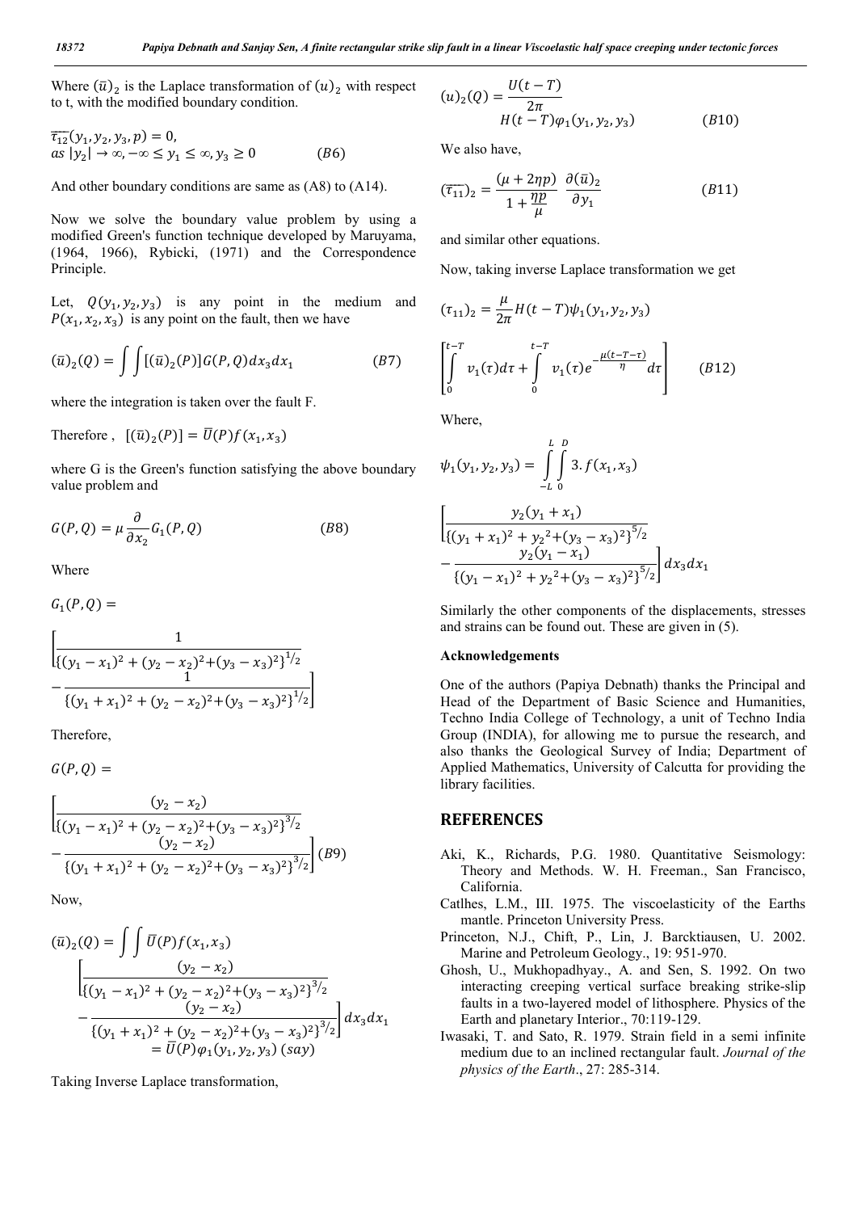Where $(\bar{u})_2$ is the Laplace transformation of $(u)_2$ with respect to t, with the modified boundary condition.

$$\overline{\tau_{12}}(y_1, y_2, y_3, p) = 0,$$
$$as\ |y_2| \to \infty, -\infty \le y_1 \le \infty, y_3 \ge 0 \qquad (B6)$$

And other boundary conditions are same as (A8) to (A14).

Now we solve the boundary value problem by using a modified Green's function technique developed by Maruyama, (1964, 1966), Rybicki, (1971) and the Correspondence Principle.

Let, $Q(y_1, y_2, y_3)$ is any point in the medium and $P(x_1, x_2, x_3)$ is any point on the fault, then we have

$$(\bar{u})_2(Q) = \int\int [(\bar{u})_2(P)] G(P, Q) dx_3 dx_1 \qquad (B7)$$

where the integration is taken over the fault F.

Therefore , $[(\bar{u})_2(P)] = \bar{U}(P) f(x_1, x_3)$

where G is the Green's function satisfying the above boundary value problem and

$$G(P, Q) = \mu \frac{\partial}{\partial x_2} G_1(P, Q) \qquad (B8)$$

Where

$$G_1(P, Q) =$$

$$\left[\frac{1}{\{(y_1 - x_1)^2 + (y_2 - x_2)^2 + (y_3 - x_3)^2\}^{1/2}} - \frac{1}{\{(y_1 + x_1)^2 + (y_2 - x_2)^2 + (y_3 - x_3)^2\}^{1/2}}\right]$$

Therefore,

$$G(P, Q) =$$

$$\left[\frac{(y_2 - x_2)}{\{(y_1 - x_1)^2 + (y_2 - x_2)^2 + (y_3 - x_3)^2\}^{3/2}} - \frac{(y_2 - x_2)}{\{(y_1 + x_1)^2 + (y_2 - x_2)^2 + (y_3 - x_3)^2\}^{3/2}}\right] (B9)$$

Now,

$$(\bar{u})_2(Q) = \int\int \bar{U}(P) f(x_1, x_3) \left[\frac{(y_2 - x_2)}{\{(y_1 - x_1)^2 + (y_2 - x_2)^2 + (y_3 - x_3)^2\}^{3/2}} - \frac{(y_2 - x_2)}{\{(y_1 + x_1)^2 + (y_2 - x_2)^2 + (y_3 - x_3)^2\}^{3/2}}\right] dx_3 dx_1$$
$$= \bar{U}(P) \varphi_1(y_1, y_2, y_3)\ (say)$$

Taking Inverse Laplace transformation,

$$(u)_2(Q) = \frac{U(t-T)}{2\pi} H(t-T) \varphi_1(y_1, y_2, y_3) \qquad (B10)$$

We also have,

$$(\overline{\tau_{11}})_2 = \frac{(\mu + 2\eta p)}{1 + \frac{\eta p}{\mu}} \frac{\partial (\bar{u})_2}{\partial y_1} \qquad (B11)$$

and similar other equations.

Now, taking inverse Laplace transformation we get

$$(\tau_{11})_2 = \frac{\mu}{2\pi} H(t-T) \psi_1(y_1, y_2, y_3)$$

$$\left[\int_0^{t-T} v_1(\tau) d\tau + \int_0^{t-T} v_1(\tau) e^{-\frac{\mu(t-T-\tau)}{\eta}} d\tau\right] \qquad (B12)$$

Where,

$$\psi_1(y_1, y_2, y_3) = \int_{-L}^{L}\int_0^{D} 3.f(x_1, x_3)$$

$$\left[\frac{y_2(y_1 + x_1)}{\{(y_1 + x_1)^2 + y_2^2 + (y_3 - x_3)^2\}^{5/2}} - \frac{y_2(y_1 - x_1)}{\{(y_1 - x_1)^2 + y_2^2 + (y_3 - x_3)^2\}^{5/2}}\right] dx_3 dx_1$$

Similarly the other components of the displacements, stresses and strains can be found out. These are given in (5).

**Acknowledgements**

One of the authors (Papiya Debnath) thanks the Principal and Head of the Department of Basic Science and Humanities, Techno India College of Technology, a unit of Techno India Group (INDIA), for allowing me to pursue the research, and also thanks the Geological Survey of India; Department of Applied Mathematics, University of Calcutta for providing the library facilities.

## REFERENCES

- Aki, K., Richards, P.G. 1980. Quantitative Seismology: Theory and Methods. W. H. Freeman., San Francisco, California.
- Catlhes, L.M., III. 1975. The viscoelasticity of the Earths mantle. Princeton University Press.
- Princeton, N.J., Chift, P., Lin, J. Barcktiausen, U. 2002. Marine and Petroleum Geology., 19: 951-970.
- Ghosh, U., Mukhopadhyay., A. and Sen, S. 1992. On two interacting creeping vertical surface breaking strike-slip faults in a two-layered model of lithosphere. Physics of the Earth and planetary Interior., 70:119-129.
- Iwasaki, T. and Sato, R. 1979. Strain field in a semi infinite medium due to an inclined rectangular fault. *Journal of the physics of the Earth*., 27: 285-314.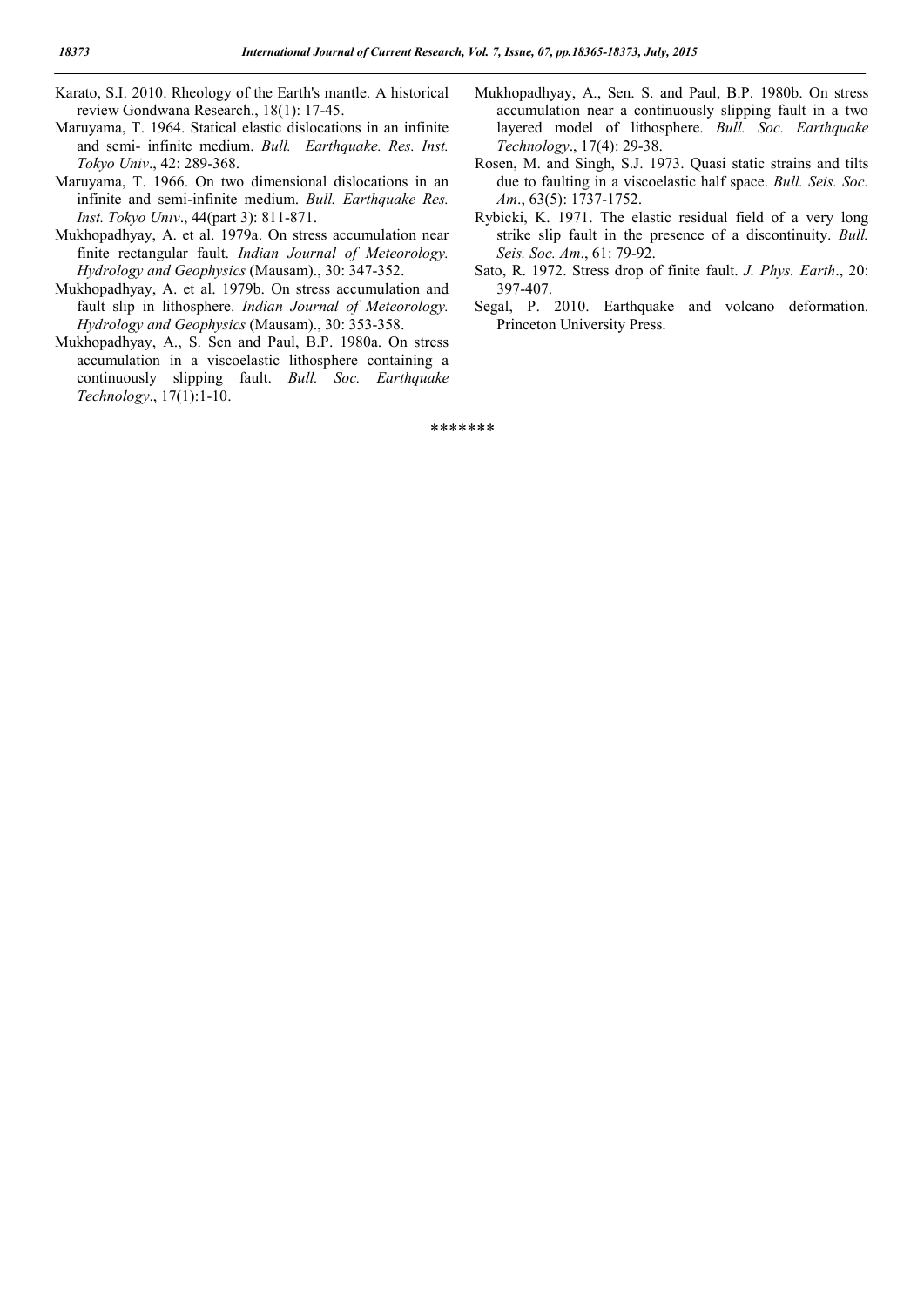Karato, S.I. 2010. Rheology of the Earth's mantle. A historical review Gondwana Research., 18(1): 17-45.

Maruyama, T. 1964. Statical elastic dislocations in an infinite and semi- infinite medium. *Bull. Earthquake. Res. Inst. Tokyo Univ*., 42: 289-368.

Maruyama, T. 1966. On two dimensional dislocations in an infinite and semi-infinite medium. *Bull. Earthquake Res. Inst. Tokyo Univ*., 44(part 3): 811-871.

Mukhopadhyay, A. et al. 1979a. On stress accumulation near finite rectangular fault. *Indian Journal of Meteorology. Hydrology and Geophysics* (Mausam)., 30: 347-352.

Mukhopadhyay, A. et al. 1979b. On stress accumulation and fault slip in lithosphere. *Indian Journal of Meteorology. Hydrology and Geophysics* (Mausam)., 30: 353-358.

Mukhopadhyay, A., S. Sen and Paul, B.P. 1980a. On stress accumulation in a viscoelastic lithosphere containing a continuously slipping fault. *Bull. Soc. Earthquake Technology*., 17(1):1-10.

Mukhopadhyay, A., Sen. S. and Paul, B.P. 1980b. On stress accumulation near a continuously slipping fault in a two layered model of lithosphere. *Bull. Soc. Earthquake Technology*., 17(4): 29-38.

Rosen, M. and Singh, S.J. 1973. Quasi static strains and tilts due to faulting in a viscoelastic half space. *Bull. Seis. Soc. Am*., 63(5): 1737-1752.

Rybicki, K. 1971. The elastic residual field of a very long strike slip fault in the presence of a discontinuity. *Bull. Seis. Soc. Am*., 61: 79-92.

Sato, R. 1972. Stress drop of finite fault. *J. Phys. Earth*., 20: 397-407.

Segal, P. 2010. Earthquake and volcano deformation. Princeton University Press.

*******